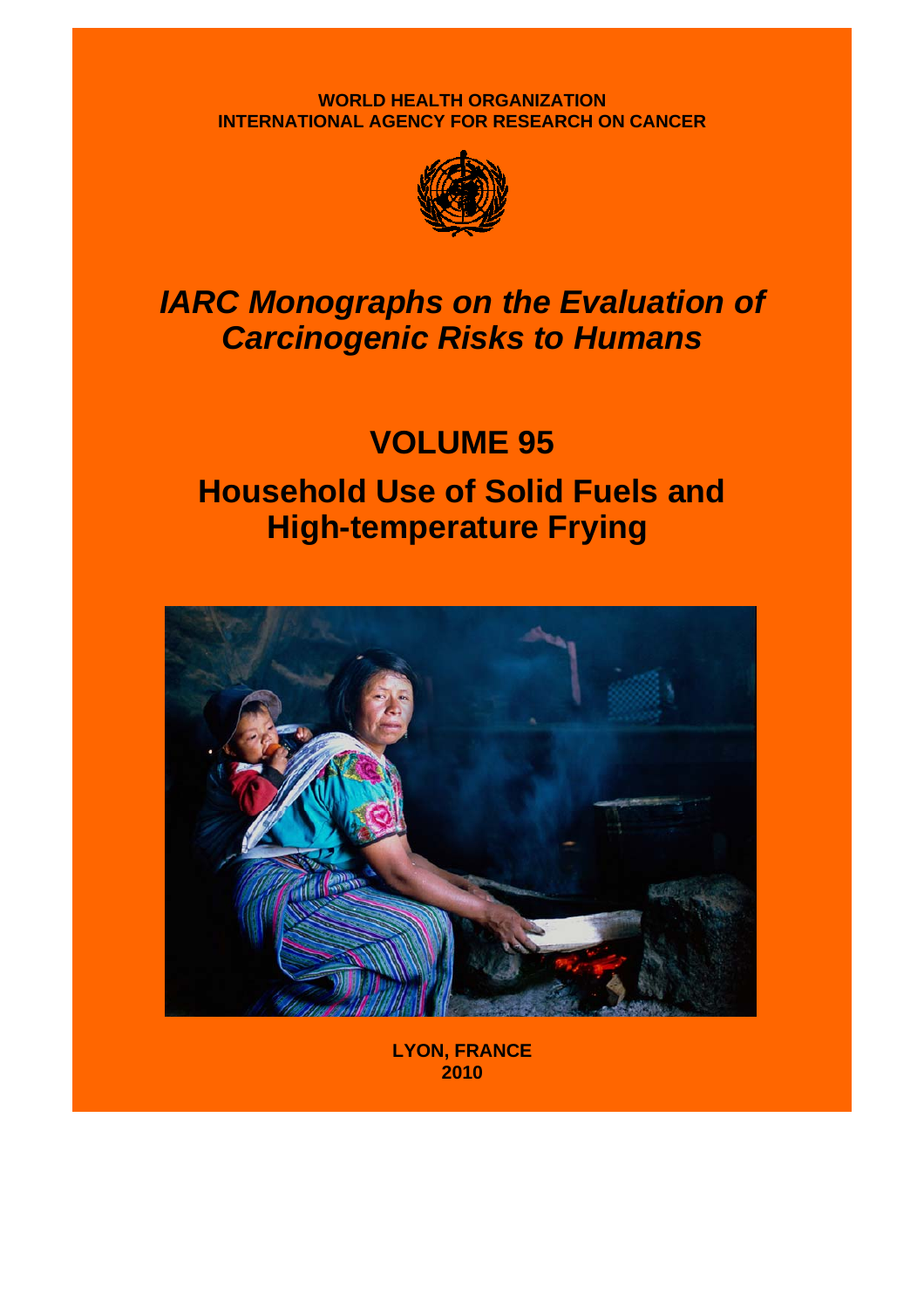WORLD HEALTH ORGANIZATION
INTERNATIONAL AGENCY FOR RESEARCH ON CANCER

# *IARC Monographs on the Evaluation of Carcinogenic Risks to Humans*

## VOLUME 95

## Household Use of Solid Fuels and High-temperature Frying

LYON, FRANCE
2010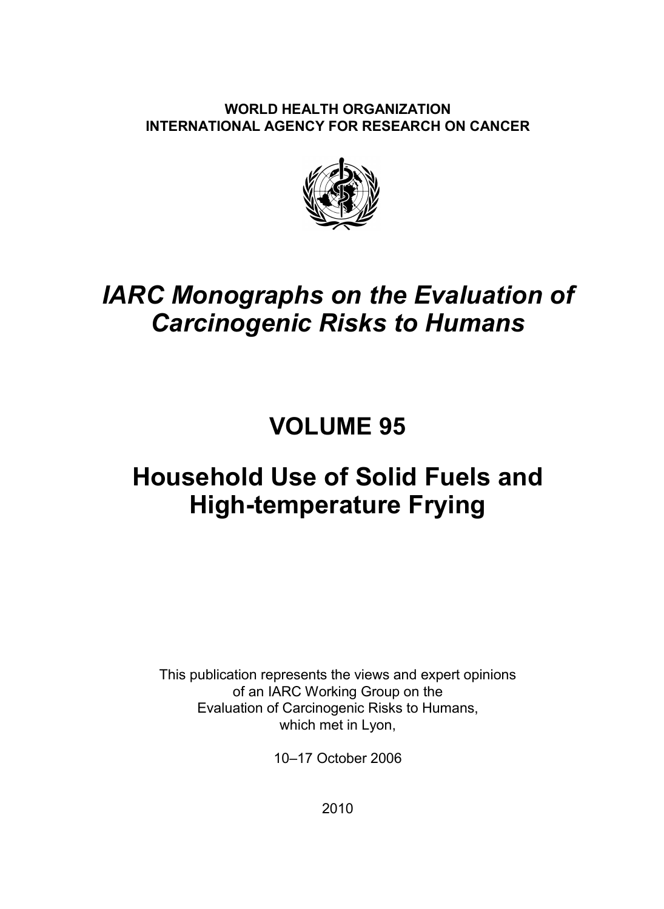**WORLD HEALTH ORGANIZATION**
**INTERNATIONAL AGENCY FOR RESEARCH ON CANCER**

# *IARC Monographs on the Evaluation of Carcinogenic Risks to Humans*

# VOLUME 95

# Household Use of Solid Fuels and High-temperature Frying

This publication represents the views and expert opinions of an IARC Working Group on the Evaluation of Carcinogenic Risks to Humans, which met in Lyon,

10–17 October 2006

2010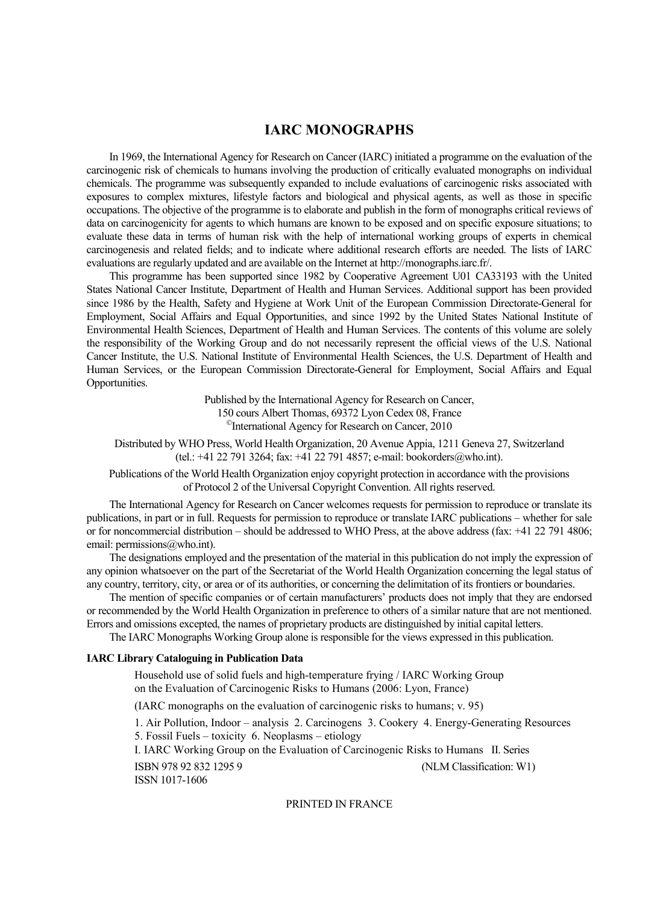# IARC MONOGRAPHS

In 1969, the International Agency for Research on Cancer (IARC) initiated a programme on the evaluation of the carcinogenic risk of chemicals to humans involving the production of critically evaluated monographs on individual chemicals. The programme was subsequently expanded to include evaluations of carcinogenic risks associated with exposures to complex mixtures, lifestyle factors and biological and physical agents, as well as those in specific occupations. The objective of the programme is to elaborate and publish in the form of monographs critical reviews of data on carcinogenicity for agents to which humans are known to be exposed and on specific exposure situations; to evaluate these data in terms of human risk with the help of international working groups of experts in chemical carcinogenesis and related fields; and to indicate where additional research efforts are needed. The lists of IARC evaluations are regularly updated and are available on the Internet at http://monographs.iarc.fr/.

This programme has been supported since 1982 by Cooperative Agreement U01 CA33193 with the United States National Cancer Institute, Department of Health and Human Services. Additional support has been provided since 1986 by the Health, Safety and Hygiene at Work Unit of the European Commission Directorate-General for Employment, Social Affairs and Equal Opportunities, and since 1992 by the United States National Institute of Environmental Health Sciences, Department of Health and Human Services. The contents of this volume are solely the responsibility of the Working Group and do not necessarily represent the official views of the U.S. National Cancer Institute, the U.S. National Institute of Environmental Health Sciences, the U.S. Department of Health and Human Services, or the European Commission Directorate-General for Employment, Social Affairs and Equal Opportunities.

Published by the International Agency for Research on Cancer,
150 cours Albert Thomas, 69372 Lyon Cedex 08, France
©International Agency for Research on Cancer, 2010

Distributed by WHO Press, World Health Organization, 20 Avenue Appia, 1211 Geneva 27, Switzerland
(tel.: +41 22 791 3264; fax: +41 22 791 4857; e-mail: bookorders@who.int).

Publications of the World Health Organization enjoy copyright protection in accordance with the provisions of Protocol 2 of the Universal Copyright Convention. All rights reserved.

The International Agency for Research on Cancer welcomes requests for permission to reproduce or translate its publications, in part or in full. Requests for permission to reproduce or translate IARC publications – whether for sale or for noncommercial distribution – should be addressed to WHO Press, at the above address (fax: +41 22 791 4806; email: permissions@who.int).

The designations employed and the presentation of the material in this publication do not imply the expression of any opinion whatsoever on the part of the Secretariat of the World Health Organization concerning the legal status of any country, territory, city, or area or of its authorities, or concerning the delimitation of its frontiers or boundaries.

The mention of specific companies or of certain manufacturers' products does not imply that they are endorsed or recommended by the World Health Organization in preference to others of a similar nature that are not mentioned. Errors and omissions excepted, the names of proprietary products are distinguished by initial capital letters.

The IARC Monographs Working Group alone is responsible for the views expressed in this publication.

**IARC Library Cataloguing in Publication Data**

Household use of solid fuels and high-temperature frying / IARC Working Group on the Evaluation of Carcinogenic Risks to Humans (2006: Lyon, France)

(IARC monographs on the evaluation of carcinogenic risks to humans; v. 95)

1. Air Pollution, Indoor – analysis 2. Carcinogens 3. Cookery 4. Energy-Generating Resources
5. Fossil Fuels – toxicity 6. Neoplasms – etiology
I. IARC Working Group on the Evaluation of Carcinogenic Risks to Humans II. Series

ISBN 978 92 832 1295 9 (NLM Classification: W1)
ISSN 1017-1606

PRINTED IN FRANCE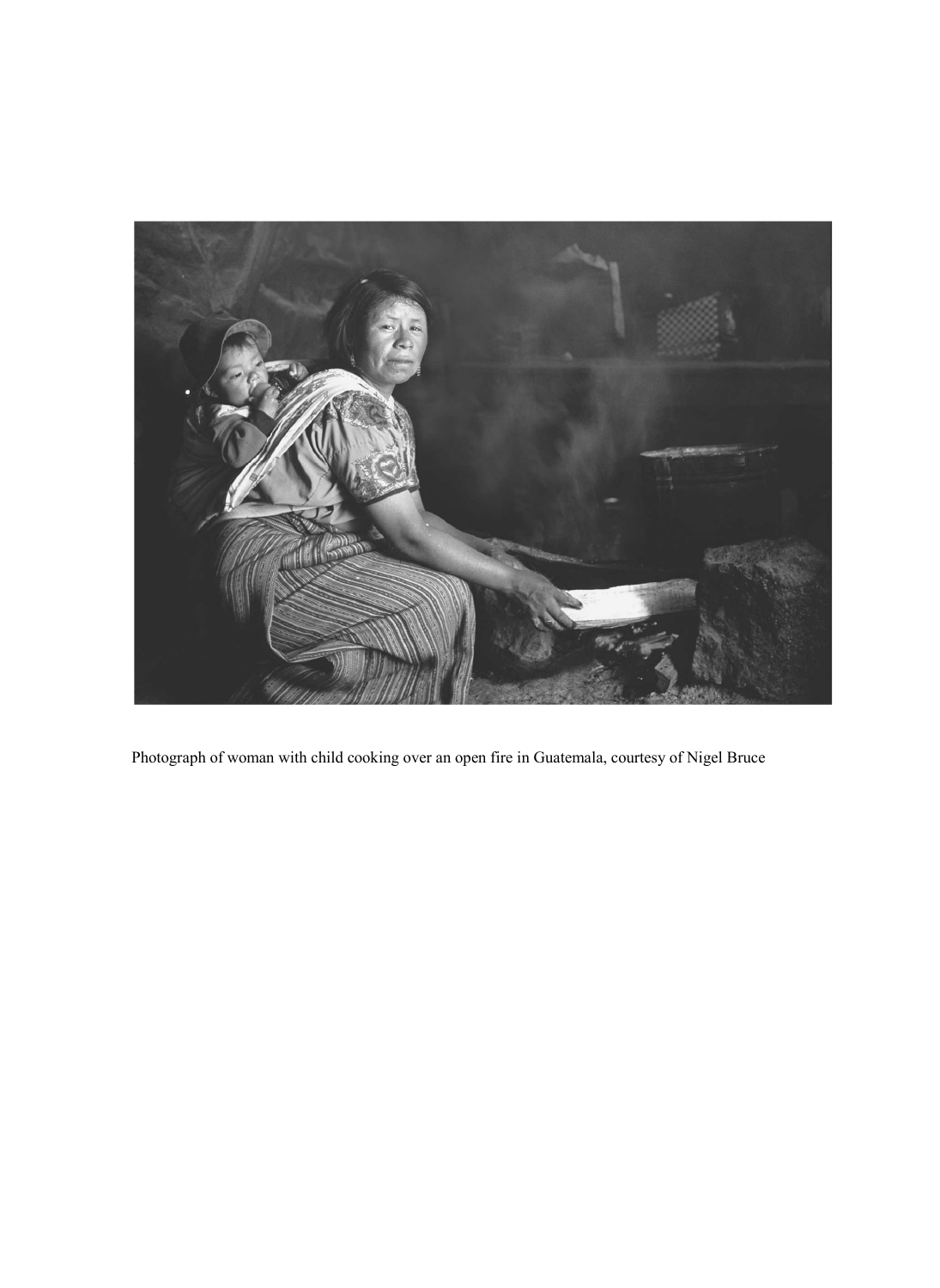Photograph of woman with child cooking over an open fire in Guatemala, courtesy of Nigel Bruce